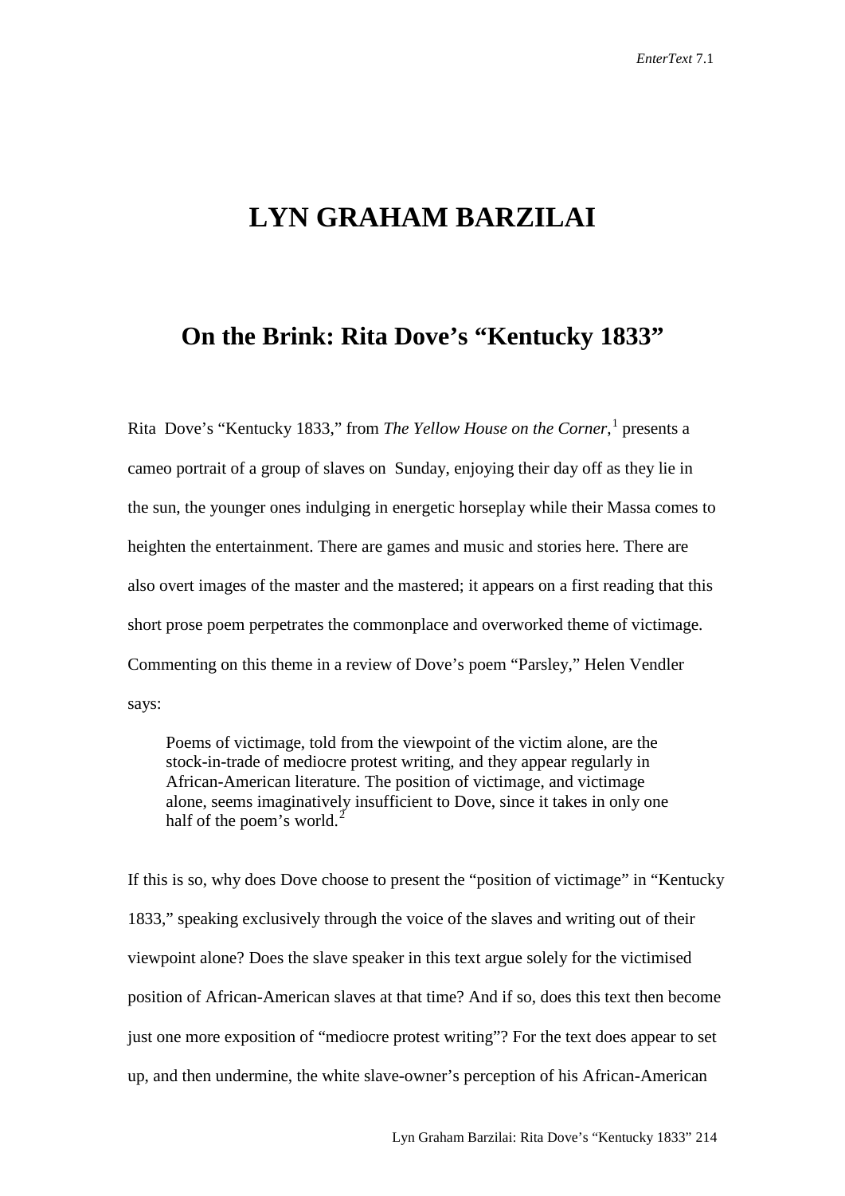# LYN GRAHAM BARZILAI

## On the Brink: Rita Dove's "Kentucky 1833"

Rita Dove's "Kentucky 1833," from *The Yellow House on the Corner*,[1] presents a cameo portrait of a group of slaves on Sunday, enjoying their day off as they lie in the sun, the younger ones indulging in energetic horseplay while their Massa comes to heighten the entertainment. There are games and music and stories here. There are also overt images of the master and the mastered; it appears on a first reading that this short prose poem perpetrates the commonplace and overworked theme of victimage. Commenting on this theme in a review of Dove's poem "Parsley," Helen Vendler says:

> Poems of victimage, told from the viewpoint of the victim alone, are the stock-in-trade of mediocre protest writing, and they appear regularly in African-American literature. The position of victimage, and victimage alone, seems imaginatively insufficient to Dove, since it takes in only one half of the poem's world.[2]

If this is so, why does Dove choose to present the "position of victimage" in "Kentucky 1833," speaking exclusively through the voice of the slaves and writing out of their viewpoint alone? Does the slave speaker in this text argue solely for the victimised position of African-American slaves at that time? And if so, does this text then become just one more exposition of "mediocre protest writing"? For the text does appear to set up, and then undermine, the white slave-owner's perception of his African-American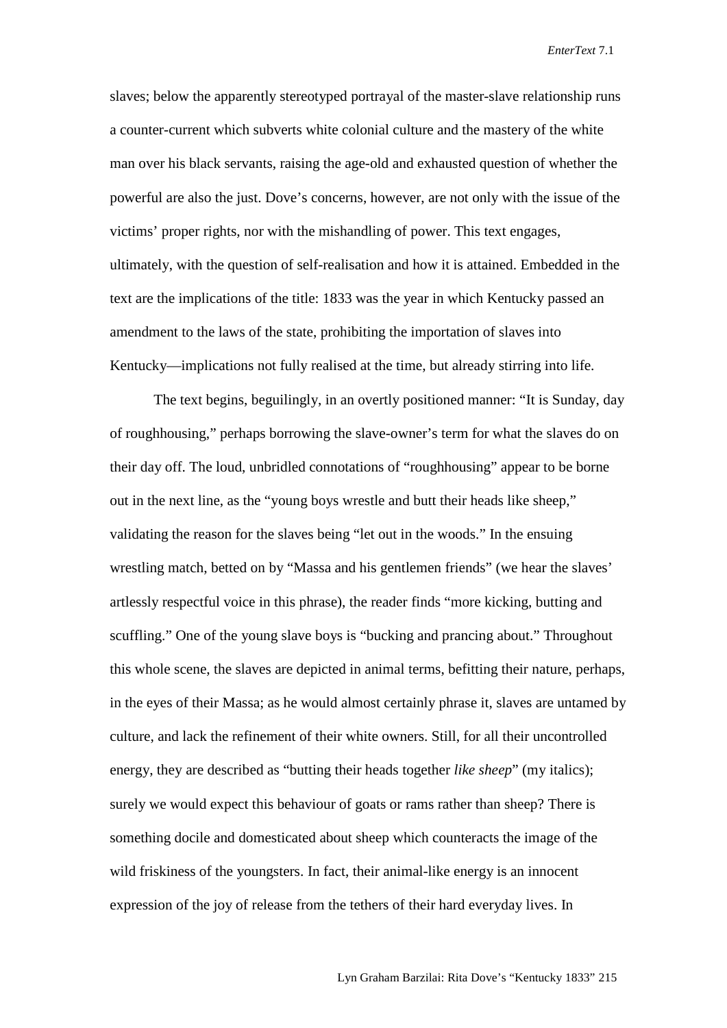slaves; below the apparently stereotyped portrayal of the master-slave relationship runs a counter-current which subverts white colonial culture and the mastery of the white man over his black servants, raising the age-old and exhausted question of whether the powerful are also the just. Dove's concerns, however, are not only with the issue of the victims' proper rights, nor with the mishandling of power. This text engages, ultimately, with the question of self-realisation and how it is attained. Embedded in the text are the implications of the title: 1833 was the year in which Kentucky passed an amendment to the laws of the state, prohibiting the importation of slaves into Kentucky—implications not fully realised at the time, but already stirring into life.

The text begins, beguilingly, in an overtly positioned manner: "It is Sunday, day of roughhousing," perhaps borrowing the slave-owner's term for what the slaves do on their day off. The loud, unbridled connotations of "roughhousing" appear to be borne out in the next line, as the "young boys wrestle and butt their heads like sheep," validating the reason for the slaves being "let out in the woods." In the ensuing wrestling match, betted on by "Massa and his gentlemen friends" (we hear the slaves' artlessly respectful voice in this phrase), the reader finds "more kicking, butting and scuffling." One of the young slave boys is "bucking and prancing about." Throughout this whole scene, the slaves are depicted in animal terms, befitting their nature, perhaps, in the eyes of their Massa; as he would almost certainly phrase it, slaves are untamed by culture, and lack the refinement of their white owners. Still, for all their uncontrolled energy, they are described as "butting their heads together *like sheep*" (my italics); surely we would expect this behaviour of goats or rams rather than sheep? There is something docile and domesticated about sheep which counteracts the image of the wild friskiness of the youngsters. In fact, their animal-like energy is an innocent expression of the joy of release from the tethers of their hard everyday lives. In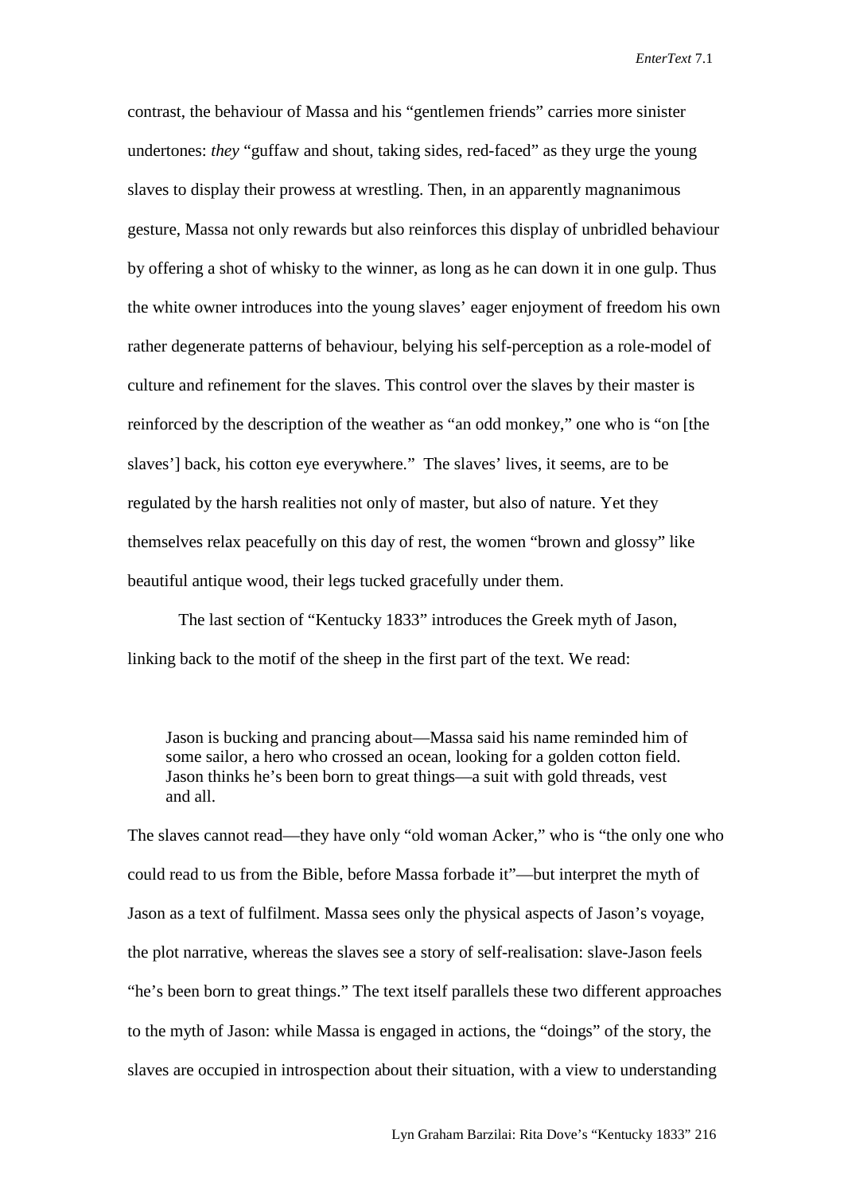contrast, the behaviour of Massa and his "gentlemen friends" carries more sinister undertones: *they* "guffaw and shout, taking sides, red-faced" as they urge the young slaves to display their prowess at wrestling. Then, in an apparently magnanimous gesture, Massa not only rewards but also reinforces this display of unbridled behaviour by offering a shot of whisky to the winner, as long as he can down it in one gulp. Thus the white owner introduces into the young slaves' eager enjoyment of freedom his own rather degenerate patterns of behaviour, belying his self-perception as a role-model of culture and refinement for the slaves. This control over the slaves by their master is reinforced by the description of the weather as "an odd monkey," one who is "on [the slaves'] back, his cotton eye everywhere." The slaves' lives, it seems, are to be regulated by the harsh realities not only of master, but also of nature. Yet they themselves relax peacefully on this day of rest, the women "brown and glossy" like beautiful antique wood, their legs tucked gracefully under them.

The last section of "Kentucky 1833" introduces the Greek myth of Jason, linking back to the motif of the sheep in the first part of the text. We read:

> Jason is bucking and prancing about—Massa said his name reminded him of some sailor, a hero who crossed an ocean, looking for a golden cotton field. Jason thinks he's been born to great things—a suit with gold threads, vest and all.

The slaves cannot read—they have only "old woman Acker," who is "the only one who could read to us from the Bible, before Massa forbade it"—but interpret the myth of Jason as a text of fulfilment. Massa sees only the physical aspects of Jason's voyage, the plot narrative, whereas the slaves see a story of self-realisation: slave-Jason feels "he's been born to great things." The text itself parallels these two different approaches to the myth of Jason: while Massa is engaged in actions, the "doings" of the story, the slaves are occupied in introspection about their situation, with a view to understanding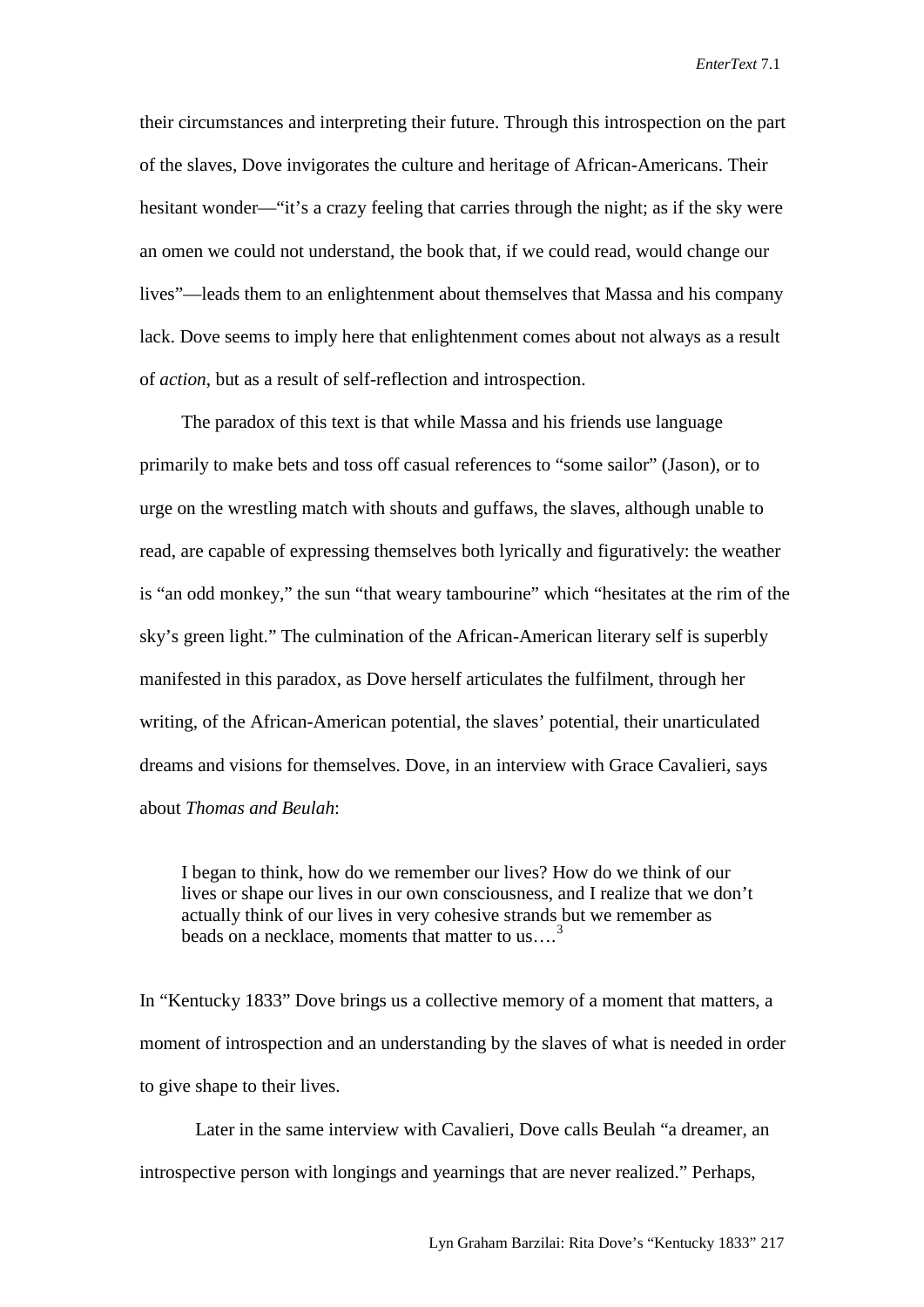their circumstances and interpreting their future. Through this introspection on the part of the slaves, Dove invigorates the culture and heritage of African-Americans. Their hesitant wonder—"it's a crazy feeling that carries through the night; as if the sky were an omen we could not understand, the book that, if we could read, would change our lives"—leads them to an enlightenment about themselves that Massa and his company lack. Dove seems to imply here that enlightenment comes about not always as a result of *action*, but as a result of self-reflection and introspection.

The paradox of this text is that while Massa and his friends use language primarily to make bets and toss off casual references to "some sailor" (Jason), or to urge on the wrestling match with shouts and guffaws, the slaves, although unable to read, are capable of expressing themselves both lyrically and figuratively: the weather is "an odd monkey," the sun "that weary tambourine" which "hesitates at the rim of the sky's green light." The culmination of the African-American literary self is superbly manifested in this paradox, as Dove herself articulates the fulfilment, through her writing, of the African-American potential, the slaves' potential, their unarticulated dreams and visions for themselves. Dove, in an interview with Grace Cavalieri, says about *Thomas and Beulah*:

> I began to think, how do we remember our lives? How do we think of our lives or shape our lives in our own consciousness, and I realize that we don't actually think of our lives in very cohesive strands but we remember as beads on a necklace, moments that matter to us….[3]

In "Kentucky 1833" Dove brings us a collective memory of a moment that matters, a moment of introspection and an understanding by the slaves of what is needed in order to give shape to their lives.

Later in the same interview with Cavalieri, Dove calls Beulah "a dreamer, an introspective person with longings and yearnings that are never realized." Perhaps,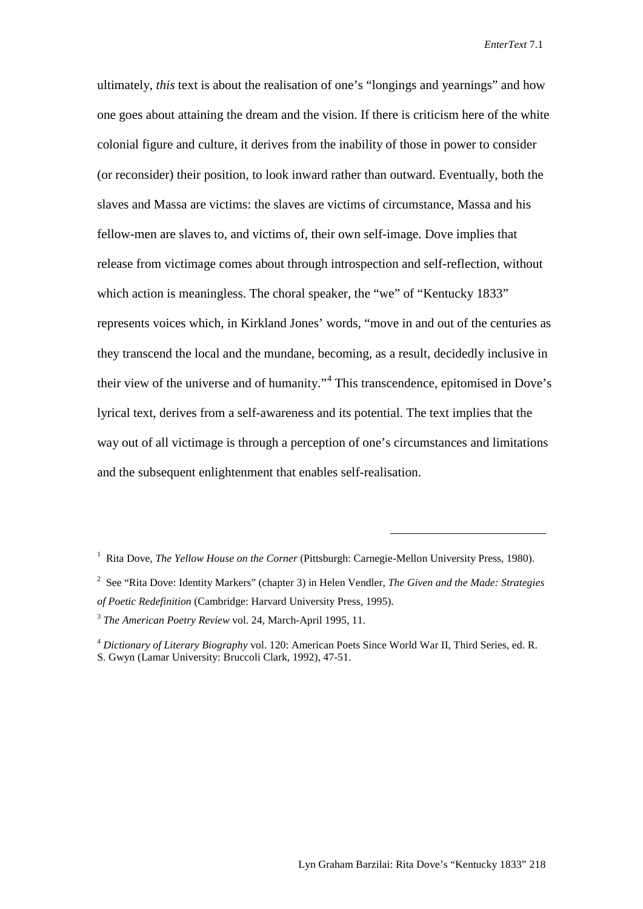ultimately, *this* text is about the realisation of one's "longings and yearnings" and how one goes about attaining the dream and the vision. If there is criticism here of the white colonial figure and culture, it derives from the inability of those in power to consider (or reconsider) their position, to look inward rather than outward. Eventually, both the slaves and Massa are victims: the slaves are victims of circumstance, Massa and his fellow-men are slaves to, and victims of, their own self-image. Dove implies that release from victimage comes about through introspection and self-reflection, without which action is meaningless. The choral speaker, the "we" of "Kentucky 1833" represents voices which, in Kirkland Jones' words, "move in and out of the centuries as they transcend the local and the mundane, becoming, as a result, decidedly inclusive in their view of the universe and of humanity."[4] This transcendence, epitomised in Dove's lyrical text, derives from a self-awareness and its potential. The text implies that the way out of all victimage is through a perception of one's circumstances and limitations and the subsequent enlightenment that enables self-realisation.

---

[1] Rita Dove, *The Yellow House on the Corner* (Pittsburgh: Carnegie-Mellon University Press, 1980).

[2] See "Rita Dove: Identity Markers" (chapter 3) in Helen Vendler, *The Given and the Made: Strategies of Poetic Redefinition* (Cambridge: Harvard University Press, 1995).

[3] *The American Poetry Review* vol. 24, March-April 1995, 11.

[4] *Dictionary of Literary Biography* vol. 120: American Poets Since World War II, Third Series, ed. R. S. Gwyn (Lamar University: Bruccoli Clark, 1992), 47-51.